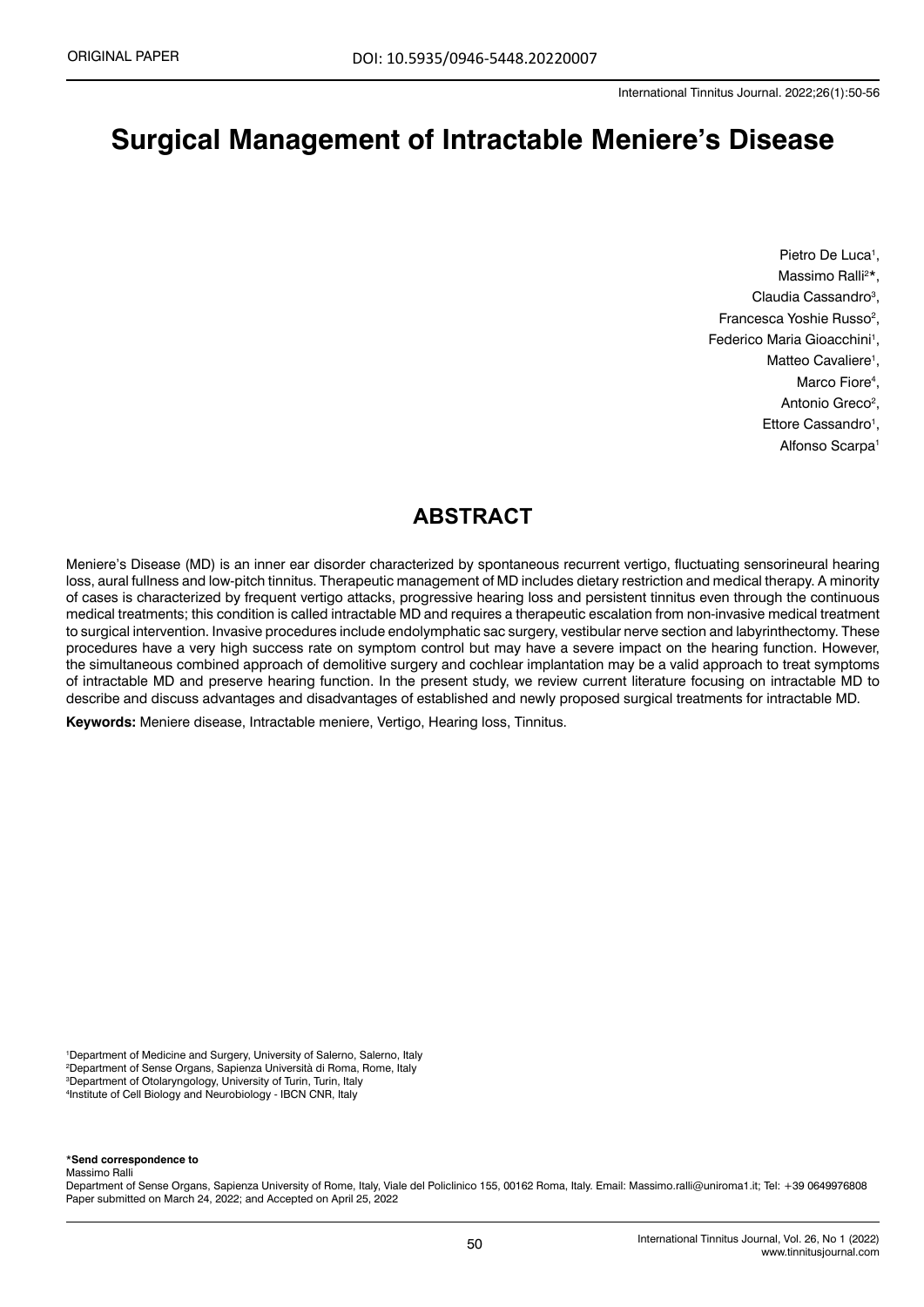ORIGINAL PAPER

DOI: 10.5935/0946-5448.20220007

# Surgical Management of Intractable Meniere's Disease

Pietro De Luca[1],
Massimo Ralli[2]*,
Claudia Cassandro[3],
Francesca Yoshie Russo[2],
Federico Maria Gioacchini[1],
Matteo Cavaliere[1],
Marco Fiore[4],
Antonio Greco[2],
Ettore Cassandro[1],
Alfonso Scarpa[1]

## ABSTRACT

Meniere's Disease (MD) is an inner ear disorder characterized by spontaneous recurrent vertigo, fluctuating sensorineural hearing loss, aural fullness and low-pitch tinnitus. Therapeutic management of MD includes dietary restriction and medical therapy. A minority of cases is characterized by frequent vertigo attacks, progressive hearing loss and persistent tinnitus even through the continuous medical treatments; this condition is called intractable MD and requires a therapeutic escalation from non-invasive medical treatment to surgical intervention. Invasive procedures include endolymphatic sac surgery, vestibular nerve section and labyrinthectomy. These procedures have a very high success rate on symptom control but may have a severe impact on the hearing function. However, the simultaneous combined approach of demolitive surgery and cochlear implantation may be a valid approach to treat symptoms of intractable MD and preserve hearing function. In the present study, we review current literature focusing on intractable MD to describe and discuss advantages and disadvantages of established and newly proposed surgical treatments for intractable MD.

**Keywords:** Meniere disease, Intractable meniere, Vertigo, Hearing loss, Tinnitus.

[1]Department of Medicine and Surgery, University of Salerno, Salerno, Italy
[2]Department of Sense Organs, Sapienza Università di Roma, Rome, Italy
[3]Department of Otolaryngology, University of Turin, Turin, Italy
[4]Institute of Cell Biology and Neurobiology - IBCN CNR, Italy

**\*Send correspondence to**
Massimo Ralli
Department of Sense Organs, Sapienza University of Rome, Italy, Viale del Policlinico 155, 00162 Roma, Italy. Email: Massimo.ralli@uniroma1.it; Tel: +39 0649976808
Paper submitted on March 24, 2022; and Accepted on April 25, 2022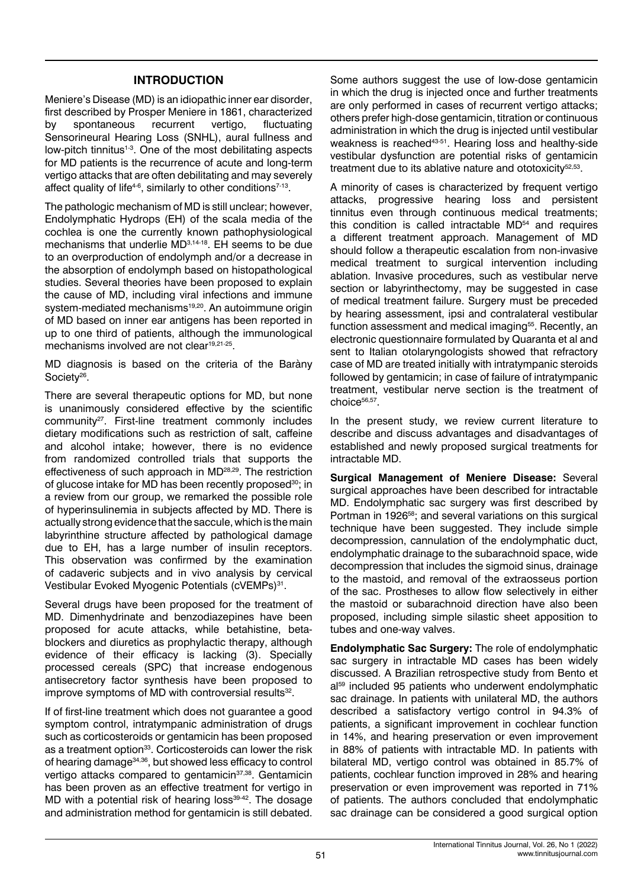## INTRODUCTION

Meniere's Disease (MD) is an idiopathic inner ear disorder, first described by Prosper Meniere in 1861, characterized by spontaneous recurrent vertigo, fluctuating Sensorineural Hearing Loss (SNHL), aural fullness and low-pitch tinnitus[1-3]. One of the most debilitating aspects for MD patients is the recurrence of acute and long-term vertigo attacks that are often debilitating and may severely affect quality of life[4-6], similarly to other conditions[7-13].

The pathologic mechanism of MD is still unclear; however, Endolymphatic Hydrops (EH) of the scala media of the cochlea is one the currently known pathophysiological mechanisms that underlie MD[3,14-18]. EH seems to be due to an overproduction of endolymph and/or a decrease in the absorption of endolymph based on histopathological studies. Several theories have been proposed to explain the cause of MD, including viral infections and immune system-mediated mechanisms[19,20]. An autoimmune origin of MD based on inner ear antigens has been reported in up to one third of patients, although the immunological mechanisms involved are not clear[19,21-25].

MD diagnosis is based on the criteria of the Baràny Society[26].

There are several therapeutic options for MD, but none is unanimously considered effective by the scientific community[27]. First-line treatment commonly includes dietary modifications such as restriction of salt, caffeine and alcohol intake; however, there is no evidence from randomized controlled trials that supports the effectiveness of such approach in MD[28,29]. The restriction of glucose intake for MD has been recently proposed[30]; in a review from our group, we remarked the possible role of hyperinsulinemia in subjects affected by MD. There is actually strong evidence that the saccule, which is the main labyrinthine structure affected by pathological damage due to EH, has a large number of insulin receptors. This observation was confirmed by the examination of cadaveric subjects and in vivo analysis by cervical Vestibular Evoked Myogenic Potentials (cVEMPs)[31].

Several drugs have been proposed for the treatment of MD. Dimenhydrinate and benzodiazepines have been proposed for acute attacks, while betahistine, beta-blockers and diuretics as prophylactic therapy, although evidence of their efficacy is lacking (3). Specially processed cereals (SPC) that increase endogenous antisecretory factor synthesis have been proposed to improve symptoms of MD with controversial results[32].

If of first-line treatment which does not guarantee a good symptom control, intratympanic administration of drugs such as corticosteroids or gentamicin has been proposed as a treatment option[33]. Corticosteroids can lower the risk of hearing damage[34,36], but showed less efficacy to control vertigo attacks compared to gentamicin[37,38]. Gentamicin has been proven as an effective treatment for vertigo in MD with a potential risk of hearing loss[39-42]. The dosage and administration method for gentamicin is still debated. Some authors suggest the use of low-dose gentamicin in which the drug is injected once and further treatments are only performed in cases of recurrent vertigo attacks; others prefer high-dose gentamicin, titration or continuous administration in which the drug is injected until vestibular weakness is reached[43-51]. Hearing loss and healthy-side vestibular dysfunction are potential risks of gentamicin treatment due to its ablative nature and ototoxicity[52,53].

A minority of cases is characterized by frequent vertigo attacks, progressive hearing loss and persistent tinnitus even through continuous medical treatments; this condition is called intractable MD[54] and requires a different treatment approach. Management of MD should follow a therapeutic escalation from non-invasive medical treatment to surgical intervention including ablation. Invasive procedures, such as vestibular nerve section or labyrinthectomy, may be suggested in case of medical treatment failure. Surgery must be preceded by hearing assessment, ipsi and contralateral vestibular function assessment and medical imaging[55]. Recently, an electronic questionnaire formulated by Quaranta et al and sent to Italian otolaryngologists showed that refractory case of MD are treated initially with intratympanic steroids followed by gentamicin; in case of failure of intratympanic treatment, vestibular nerve section is the treatment of choice[56,57].

In the present study, we review current literature to describe and discuss advantages and disadvantages of established and newly proposed surgical treatments for intractable MD.

**Surgical Management of Meniere Disease:** Several surgical approaches have been described for intractable MD. Endolymphatic sac surgery was first described by Portman in 1926[58]; and several variations on this surgical technique have been suggested. They include simple decompression, cannulation of the endolymphatic duct, endolymphatic drainage to the subarachnoid space, wide decompression that includes the sigmoid sinus, drainage to the mastoid, and removal of the extraosseus portion of the sac. Prostheses to allow flow selectively in either the mastoid or subarachnoid direction have also been proposed, including simple silastic sheet apposition to tubes and one-way valves.

**Endolymphatic Sac Surgery:** The role of endolymphatic sac surgery in intractable MD cases has been widely discussed. A Brazilian retrospective study from Bento et al[59] included 95 patients who underwent endolymphatic sac drainage. In patients with unilateral MD, the authors described a satisfactory vertigo control in 94.3% of patients, a significant improvement in cochlear function in 14%, and hearing preservation or even improvement in 88% of patients with intractable MD. In patients with bilateral MD, vertigo control was obtained in 85.7% of patients, cochlear function improved in 28% and hearing preservation or even improvement was reported in 71% of patients. The authors concluded that endolymphatic sac drainage can be considered a good surgical option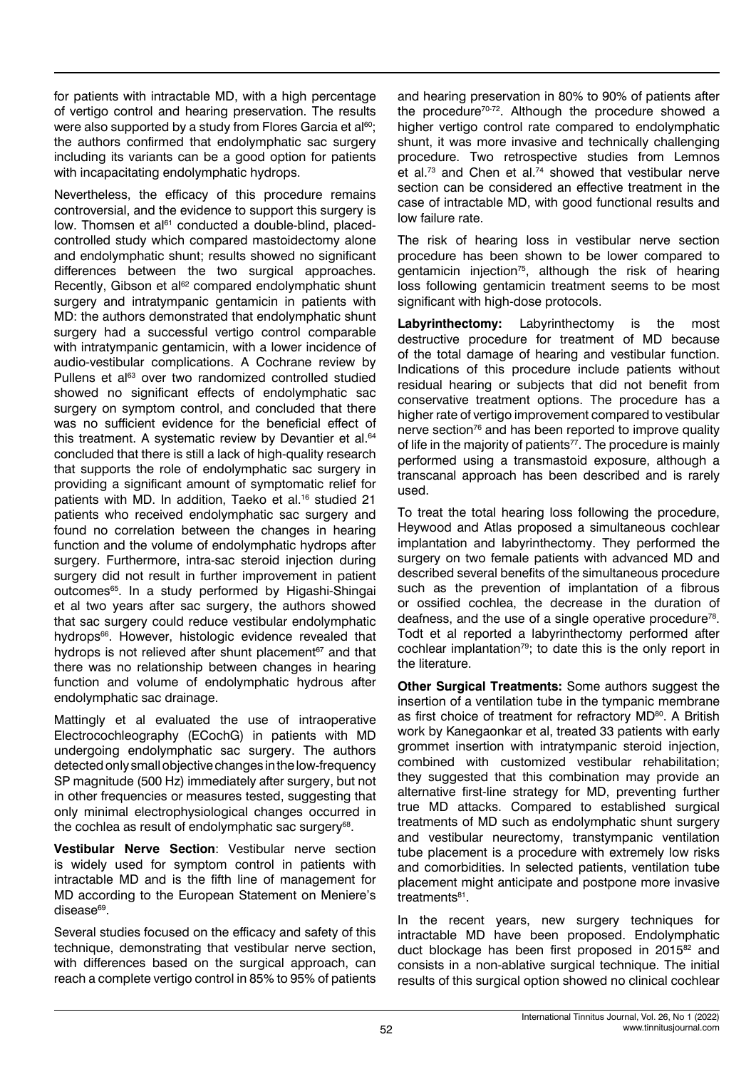for patients with intractable MD, with a high percentage of vertigo control and hearing preservation. The results were also supported by a study from Flores Garcia et al[60]; the authors confirmed that endolymphatic sac surgery including its variants can be a good option for patients with incapacitating endolymphatic hydrops.

Nevertheless, the efficacy of this procedure remains controversial, and the evidence to support this surgery is low. Thomsen et al[61] conducted a double-blind, placed-controlled study which compared mastoidectomy alone and endolymphatic shunt; results showed no significant differences between the two surgical approaches. Recently, Gibson et al[62] compared endolymphatic shunt surgery and intratympanic gentamicin in patients with MD: the authors demonstrated that endolymphatic shunt surgery had a successful vertigo control comparable with intratympanic gentamicin, with a lower incidence of audio-vestibular complications. A Cochrane review by Pullens et al[63] over two randomized controlled studied showed no significant effects of endolymphatic sac surgery on symptom control, and concluded that there was no sufficient evidence for the beneficial effect of this treatment. A systematic review by Devantier et al.[64] concluded that there is still a lack of high-quality research that supports the role of endolymphatic sac surgery in providing a significant amount of symptomatic relief for patients with MD. In addition, Taeko et al.[16] studied 21 patients who received endolymphatic sac surgery and found no correlation between the changes in hearing function and the volume of endolymphatic hydrops after surgery. Furthermore, intra-sac steroid injection during surgery did not result in further improvement in patient outcomes[65]. In a study performed by Higashi-Shingai et al two years after sac surgery, the authors showed that sac surgery could reduce vestibular endolymphatic hydrops[66]. However, histologic evidence revealed that hydrops is not relieved after shunt placement[67] and that there was no relationship between changes in hearing function and volume of endolymphatic hydrous after endolymphatic sac drainage.

Mattingly et al evaluated the use of intraoperative Electrocochleography (ECochG) in patients with MD undergoing endolymphatic sac surgery. The authors detected only small objective changes in the low-frequency SP magnitude (500 Hz) immediately after surgery, but not in other frequencies or measures tested, suggesting that only minimal electrophysiological changes occurred in the cochlea as result of endolymphatic sac surgery[68].

**Vestibular Nerve Section**: Vestibular nerve section is widely used for symptom control in patients with intractable MD and is the fifth line of management for MD according to the European Statement on Meniere's disease[69].

Several studies focused on the efficacy and safety of this technique, demonstrating that vestibular nerve section, with differences based on the surgical approach, can reach a complete vertigo control in 85% to 95% of patients and hearing preservation in 80% to 90% of patients after the procedure[70-72]. Although the procedure showed a higher vertigo control rate compared to endolymphatic shunt, it was more invasive and technically challenging procedure. Two retrospective studies from Lemnos et al.[73] and Chen et al.[74] showed that vestibular nerve section can be considered an effective treatment in the case of intractable MD, with good functional results and low failure rate.

The risk of hearing loss in vestibular nerve section procedure has been shown to be lower compared to gentamicin injection[75], although the risk of hearing loss following gentamicin treatment seems to be most significant with high-dose protocols.

**Labyrinthectomy:** Labyrinthectomy is the most destructive procedure for treatment of MD because of the total damage of hearing and vestibular function. Indications of this procedure include patients without residual hearing or subjects that did not benefit from conservative treatment options. The procedure has a higher rate of vertigo improvement compared to vestibular nerve section[76] and has been reported to improve quality of life in the majority of patients[77]. The procedure is mainly performed using a transmastoid exposure, although a transcanal approach has been described and is rarely used.

To treat the total hearing loss following the procedure, Heywood and Atlas proposed a simultaneous cochlear implantation and labyrinthectomy. They performed the surgery on two female patients with advanced MD and described several benefits of the simultaneous procedure such as the prevention of implantation of a fibrous or ossified cochlea, the decrease in the duration of deafness, and the use of a single operative procedure[78]. Todt et al reported a labyrinthectomy performed after cochlear implantation[79]; to date this is the only report in the literature.

**Other Surgical Treatments:** Some authors suggest the insertion of a ventilation tube in the tympanic membrane as first choice of treatment for refractory MD[80]. A British work by Kanegaonkar et al, treated 33 patients with early grommet insertion with intratympanic steroid injection, combined with customized vestibular rehabilitation; they suggested that this combination may provide an alternative first-line strategy for MD, preventing further true MD attacks. Compared to established surgical treatments of MD such as endolymphatic shunt surgery and vestibular neurectomy, transtympanic ventilation tube placement is a procedure with extremely low risks and comorbidities. In selected patients, ventilation tube placement might anticipate and postpone more invasive treatments[81].

In the recent years, new surgery techniques for intractable MD have been proposed. Endolymphatic duct blockage has been first proposed in 2015[82] and consists in a non-ablative surgical technique. The initial results of this surgical option showed no clinical cochlear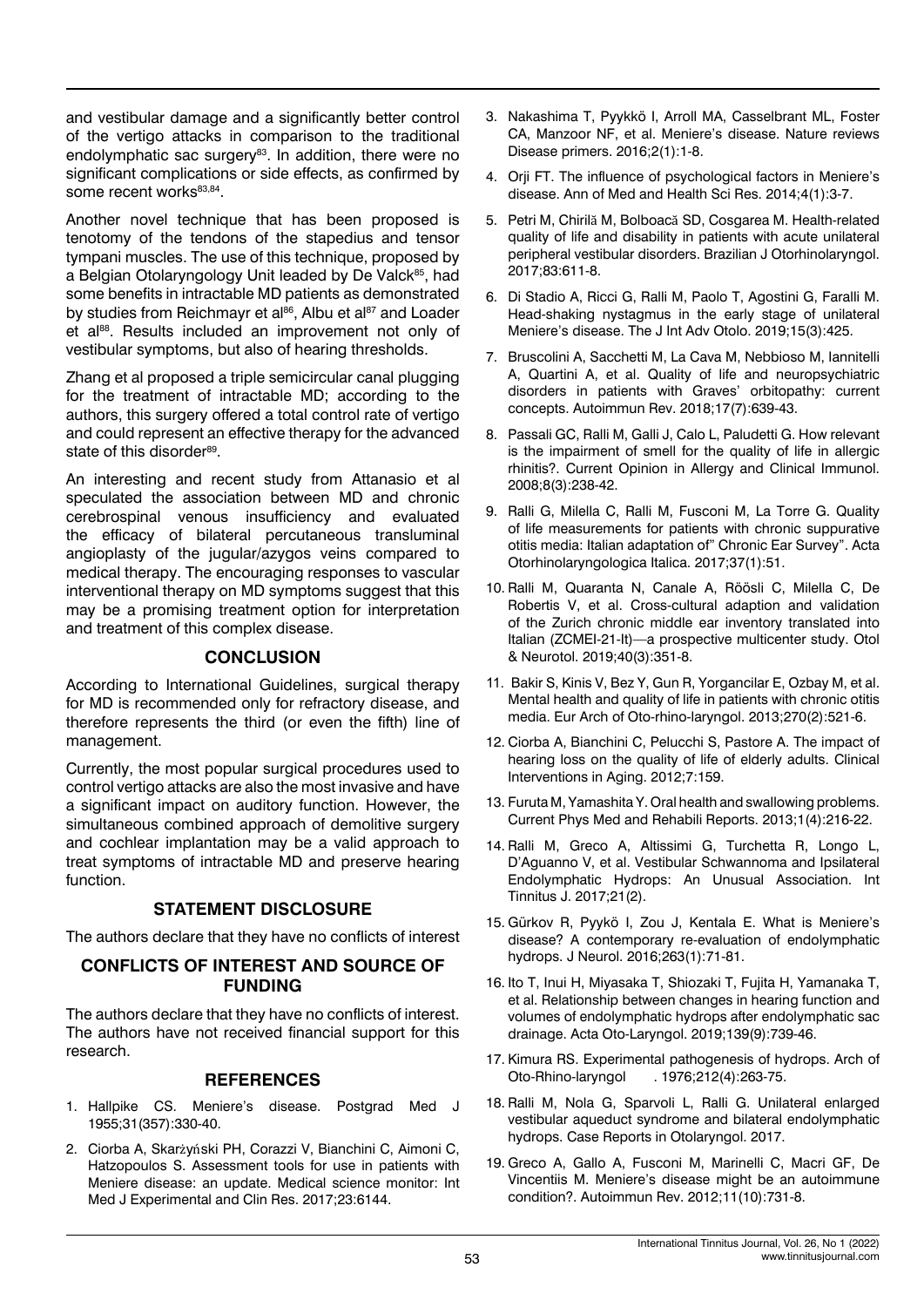and vestibular damage and a significantly better control of the vertigo attacks in comparison to the traditional endolymphatic sac surgery[83]. In addition, there were no significant complications or side effects, as confirmed by some recent works[83,84].

Another novel technique that has been proposed is tenotomy of the tendons of the stapedius and tensor tympani muscles. The use of this technique, proposed by a Belgian Otolaryngology Unit leaded by De Valck[85], had some benefits in intractable MD patients as demonstrated by studies from Reichmayr et al[86], Albu et al[87] and Loader et al[88]. Results included an improvement not only of vestibular symptoms, but also of hearing thresholds.

Zhang et al proposed a triple semicircular canal plugging for the treatment of intractable MD; according to the authors, this surgery offered a total control rate of vertigo and could represent an effective therapy for the advanced state of this disorder[89].

An interesting and recent study from Attanasio et al speculated the association between MD and chronic cerebrospinal venous insufficiency and evaluated the efficacy of bilateral percutaneous transluminal angioplasty of the jugular/azygos veins compared to medical therapy. The encouraging responses to vascular interventional therapy on MD symptoms suggest that this may be a promising treatment option for interpretation and treatment of this complex disease.

## CONCLUSION

According to International Guidelines, surgical therapy for MD is recommended only for refractory disease, and therefore represents the third (or even the fifth) line of management.

Currently, the most popular surgical procedures used to control vertigo attacks are also the most invasive and have a significant impact on auditory function. However, the simultaneous combined approach of demolitive surgery and cochlear implantation may be a valid approach to treat symptoms of intractable MD and preserve hearing function.

## STATEMENT DISCLOSURE

The authors declare that they have no conflicts of interest

## CONFLICTS OF INTEREST AND SOURCE OF FUNDING

The authors declare that they have no conflicts of interest. The authors have not received financial support for this research.

## REFERENCES

1. Hallpike CS. Meniere's disease. Postgrad Med J 1955;31(357):330-40.
2. Ciorba A, Skarżyński PH, Corazzi V, Bianchini C, Aimoni C, Hatzopoulos S. Assessment tools for use in patients with Meniere disease: an update. Medical science monitor: Int Med J Experimental and Clin Res. 2017;23:6144.
3. Nakashima T, Pyykkö I, Arroll MA, Casselbrant ML, Foster CA, Manzoor NF, et al. Meniere's disease. Nature reviews Disease primers. 2016;2(1):1-8.
4. Orji FT. The influence of psychological factors in Meniere's disease. Ann of Med and Health Sci Res. 2014;4(1):3-7.
5. Petri M, Chirilă M, Bolboacă SD, Cosgarea M. Health-related quality of life and disability in patients with acute unilateral peripheral vestibular disorders. Brazilian J Otorhinolaryngol. 2017;83:611-8.
6. Di Stadio A, Ricci G, Ralli M, Paolo T, Agostini G, Faralli M. Head-shaking nystagmus in the early stage of unilateral Meniere's disease. The J Int Adv Otolo. 2019;15(3):425.
7. Bruscolini A, Sacchetti M, La Cava M, Nebbioso M, Iannitelli A, Quartini A, et al. Quality of life and neuropsychiatric disorders in patients with Graves' orbitopathy: current concepts. Autoimmun Rev. 2018;17(7):639-43.
8. Passali GC, Ralli M, Galli J, Calo L, Paludetti G. How relevant is the impairment of smell for the quality of life in allergic rhinitis?. Current Opinion in Allergy and Clinical Immunol. 2008;8(3):238-42.
9. Ralli G, Milella C, Ralli M, Fusconi M, La Torre G. Quality of life measurements for patients with chronic suppurative otitis media: Italian adaptation of" Chronic Ear Survey". Acta Otorhinolaryngologica Italica. 2017;37(1):51.
10. Ralli M, Quaranta N, Canale A, Röösli C, Milella C, De Robertis V, et al. Cross-cultural adaption and validation of the Zurich chronic middle ear inventory translated into Italian (ZCMEI-21-It)—a prospective multicenter study. Otol & Neurotol. 2019;40(3):351-8.
11. Bakir S, Kinis V, Bez Y, Gun R, Yorgancilar E, Ozbay M, et al. Mental health and quality of life in patients with chronic otitis media. Eur Arch of Oto-rhino-laryngol. 2013;270(2):521-6.
12. Ciorba A, Bianchini C, Pelucchi S, Pastore A. The impact of hearing loss on the quality of life of elderly adults. Clinical Interventions in Aging. 2012;7:159.
13. Furuta M, Yamashita Y. Oral health and swallowing problems. Current Phys Med and Rehabili Reports. 2013;1(4):216-22.
14. Ralli M, Greco A, Altissimi G, Turchetta R, Longo L, D'Aguanno V, et al. Vestibular Schwannoma and Ipsilateral Endolymphatic Hydrops: An Unusual Association. Int Tinnitus J. 2017;21(2).
15. Gürkov R, Pyykö I, Zou J, Kentala E. What is Meniere's disease? A contemporary re-evaluation of endolymphatic hydrops. J Neurol. 2016;263(1):71-81.
16. Ito T, Inui H, Miyasaka T, Shiozaki T, Fujita H, Yamanaka T, et al. Relationship between changes in hearing function and volumes of endolymphatic hydrops after endolymphatic sac drainage. Acta Oto-Laryngol. 2019;139(9):739-46.
17. Kimura RS. Experimental pathogenesis of hydrops. Arch of Oto-Rhino-laryngol . 1976;212(4):263-75.
18. Ralli M, Nola G, Sparvoli L, Ralli G. Unilateral enlarged vestibular aqueduct syndrome and bilateral endolymphatic hydrops. Case Reports in Otolaryngol. 2017.
19. Greco A, Gallo A, Fusconi M, Marinelli C, Macri GF, De Vincentiis M. Meniere's disease might be an autoimmune condition?. Autoimmun Rev. 2012;11(10):731-8.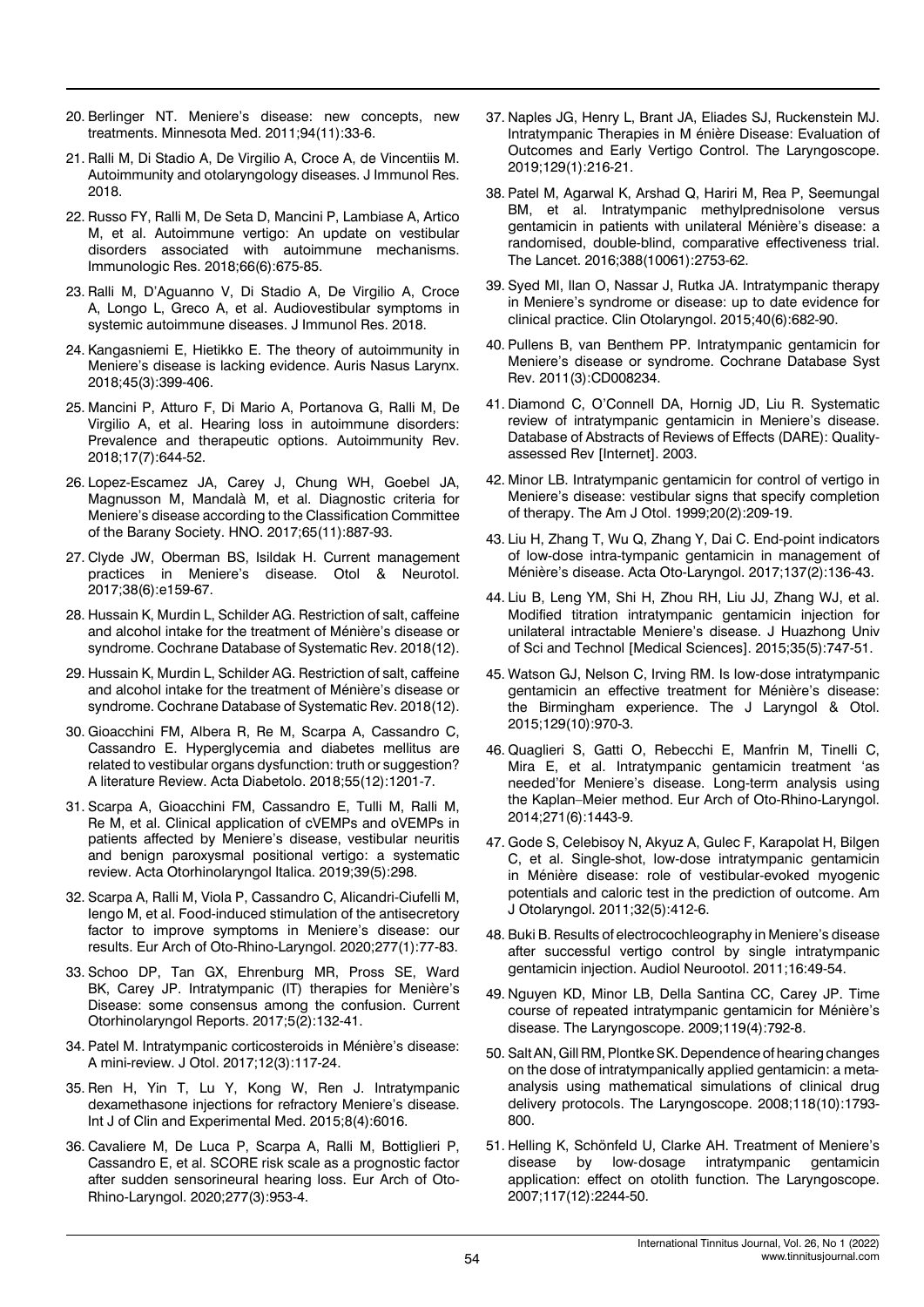20. Berlinger NT. Meniere's disease: new concepts, new treatments. Minnesota Med. 2011;94(11):33-6.

21. Ralli M, Di Stadio A, De Virgilio A, Croce A, de Vincentiis M. Autoimmunity and otolaryngology diseases. J Immunol Res. 2018.

22. Russo FY, Ralli M, De Seta D, Mancini P, Lambiase A, Artico M, et al. Autoimmune vertigo: An update on vestibular disorders associated with autoimmune mechanisms. Immunologic Res. 2018;66(6):675-85.

23. Ralli M, D'Aguanno V, Di Stadio A, De Virgilio A, Croce A, Longo L, Greco A, et al. Audiovestibular symptoms in systemic autoimmune diseases. J Immunol Res. 2018.

24. Kangasniemi E, Hietikko E. The theory of autoimmunity in Meniere's disease is lacking evidence. Auris Nasus Larynx. 2018;45(3):399-406.

25. Mancini P, Atturo F, Di Mario A, Portanova G, Ralli M, De Virgilio A, et al. Hearing loss in autoimmune disorders: Prevalence and therapeutic options. Autoimmunity Rev. 2018;17(7):644-52.

26. Lopez-Escamez JA, Carey J, Chung WH, Goebel JA, Magnusson M, Mandalà M, et al. Diagnostic criteria for Meniere's disease according to the Classification Committee of the Barany Society. HNO. 2017;65(11):887-93.

27. Clyde JW, Oberman BS, Isildak H. Current management practices in Meniere's disease. Otol & Neurotol. 2017;38(6):e159-67.

28. Hussain K, Murdin L, Schilder AG. Restriction of salt, caffeine and alcohol intake for the treatment of Ménière's disease or syndrome. Cochrane Database of Systematic Rev. 2018(12).

29. Hussain K, Murdin L, Schilder AG. Restriction of salt, caffeine and alcohol intake for the treatment of Ménière's disease or syndrome. Cochrane Database of Systematic Rev. 2018(12).

30. Gioacchini FM, Albera R, Re M, Scarpa A, Cassandro C, Cassandro E. Hyperglycemia and diabetes mellitus are related to vestibular organs dysfunction: truth or suggestion? A literature Review. Acta Diabetolo. 2018;55(12):1201-7.

31. Scarpa A, Gioacchini FM, Cassandro E, Tulli M, Ralli M, Re M, et al. Clinical application of cVEMPs and oVEMPs in patients affected by Meniere's disease, vestibular neuritis and benign paroxysmal positional vertigo: a systematic review. Acta Otorhinolaryngol Italica. 2019;39(5):298.

32. Scarpa A, Ralli M, Viola P, Cassandro C, Alicandri-Ciufelli M, Iengo M, et al. Food-induced stimulation of the antisecretory factor to improve symptoms in Meniere's disease: our results. Eur Arch of Oto-Rhino-Laryngol. 2020;277(1):77-83.

33. Schoo DP, Tan GX, Ehrenburg MR, Pross SE, Ward BK, Carey JP. Intratympanic (IT) therapies for Menière's Disease: some consensus among the confusion. Current Otorhinolaryngol Reports. 2017;5(2):132-41.

34. Patel M. Intratympanic corticosteroids in Ménière's disease: A mini-review. J Otol. 2017;12(3):117-24.

35. Ren H, Yin T, Lu Y, Kong W, Ren J. Intratympanic dexamethasone injections for refractory Meniere's disease. Int J of Clin and Experimental Med. 2015;8(4):6016.

36. Cavaliere M, De Luca P, Scarpa A, Ralli M, Bottiglieri P, Cassandro E, et al. SCORE risk scale as a prognostic factor after sudden sensorineural hearing loss. Eur Arch of Oto-Rhino-Laryngol. 2020;277(3):953-4.

37. Naples JG, Henry L, Brant JA, Eliades SJ, Ruckenstein MJ. Intratympanic Therapies in M énière Disease: Evaluation of Outcomes and Early Vertigo Control. The Laryngoscope. 2019;129(1):216-21.

38. Patel M, Agarwal K, Arshad Q, Hariri M, Rea P, Seemungal BM, et al. Intratympanic methylprednisolone versus gentamicin in patients with unilateral Ménière's disease: a randomised, double-blind, comparative effectiveness trial. The Lancet. 2016;388(10061):2753-62.

39. Syed MI, Ilan O, Nassar J, Rutka JA. Intratympanic therapy in Meniere's syndrome or disease: up to date evidence for clinical practice. Clin Otolaryngol. 2015;40(6):682-90.

40. Pullens B, van Benthem PP. Intratympanic gentamicin for Meniere's disease or syndrome. Cochrane Database Syst Rev. 2011(3):CD008234.

41. Diamond C, O'Connell DA, Hornig JD, Liu R. Systematic review of intratympanic gentamicin in Meniere's disease. Database of Abstracts of Reviews of Effects (DARE): Quality-assessed Rev [Internet]. 2003.

42. Minor LB. Intratympanic gentamicin for control of vertigo in Meniere's disease: vestibular signs that specify completion of therapy. The Am J Otol. 1999;20(2):209-19.

43. Liu H, Zhang T, Wu Q, Zhang Y, Dai C. End-point indicators of low-dose intra-tympanic gentamicin in management of Ménière's disease. Acta Oto-Laryngol. 2017;137(2):136-43.

44. Liu B, Leng YM, Shi H, Zhou RH, Liu JJ, Zhang WJ, et al. Modified titration intratympanic gentamicin injection for unilateral intractable Meniere's disease. J Huazhong Univ of Sci and Technol [Medical Sciences]. 2015;35(5):747-51.

45. Watson GJ, Nelson C, Irving RM. Is low-dose intratympanic gentamicin an effective treatment for Ménière's disease: the Birmingham experience. The J Laryngol & Otol. 2015;129(10):970-3.

46. Quaglieri S, Gatti O, Rebecchi E, Manfrin M, Tinelli C, Mira E, et al. Intratympanic gentamicin treatment 'as needed'for Meniere's disease. Long-term analysis using the Kaplan–Meier method. Eur Arch of Oto-Rhino-Laryngol. 2014;271(6):1443-9.

47. Gode S, Celebisoy N, Akyuz A, Gulec F, Karapolat H, Bilgen C, et al. Single-shot, low-dose intratympanic gentamicin in Ménière disease: role of vestibular-evoked myogenic potentials and caloric test in the prediction of outcome. Am J Otolaryngol. 2011;32(5):412-6.

48. Buki B. Results of electrocochleography in Meniere's disease after successful vertigo control by single intratympanic gentamicin injection. Audiol Neurootol. 2011;16:49-54.

49. Nguyen KD, Minor LB, Della Santina CC, Carey JP. Time course of repeated intratympanic gentamicin for Ménière's disease. The Laryngoscope. 2009;119(4):792-8.

50. Salt AN, Gill RM, Plontke SK. Dependence of hearing changes on the dose of intratympanically applied gentamicin: a meta-analysis using mathematical simulations of clinical drug delivery protocols. The Laryngoscope. 2008;118(10):1793-800.

51. Helling K, Schönfeld U, Clarke AH. Treatment of Meniere's disease by low-dosage intratympanic gentamicin application: effect on otolith function. The Laryngoscope. 2007;117(12):2244-50.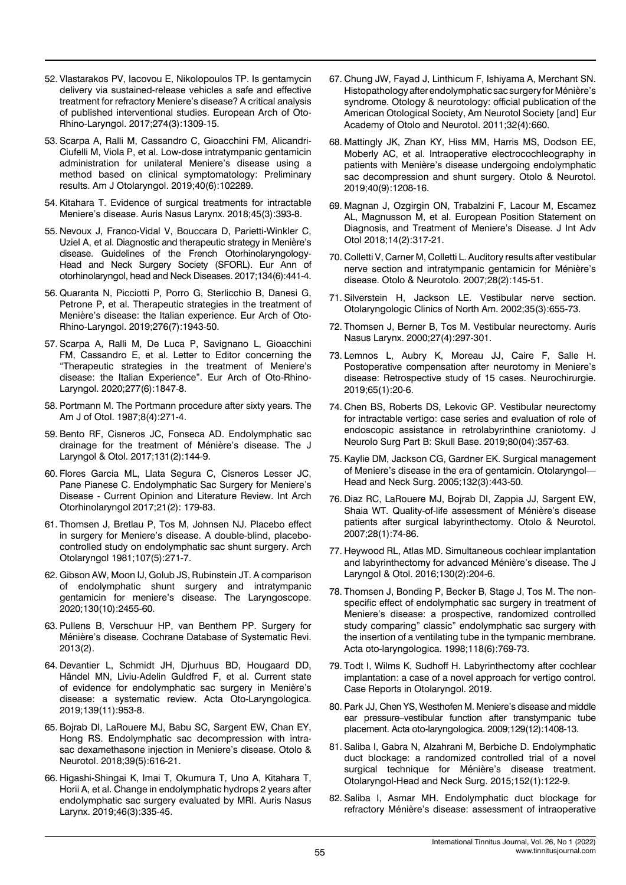52. Vlastarakos PV, Iacovou E, Nikolopoulos TP. Is gentamycin delivery via sustained-release vehicles a safe and effective treatment for refractory Meniere's disease? A critical analysis of published interventional studies. European Arch of Oto-Rhino-Laryngol. 2017;274(3):1309-15.

53. Scarpa A, Ralli M, Cassandro C, Gioacchini FM, Alicandri-Ciufelli M, Viola P, et al. Low-dose intratympanic gentamicin administration for unilateral Meniere's disease using a method based on clinical symptomatology: Preliminary results. Am J Otolaryngol. 2019;40(6):102289.

54. Kitahara T. Evidence of surgical treatments for intractable Meniere's disease. Auris Nasus Larynx. 2018;45(3):393-8.

55. Nevoux J, Franco-Vidal V, Bouccara D, Parietti-Winkler C, Uziel A, et al. Diagnostic and therapeutic strategy in Menière's disease. Guidelines of the French Otorhinolaryngology-Head and Neck Surgery Society (SFORL). Eur Ann of otorhinolaryngol, head and Neck Diseases. 2017;134(6):441-4.

56. Quaranta N, Picciotti P, Porro G, Sterlicchio B, Danesi G, Petrone P, et al. Therapeutic strategies in the treatment of Menière's disease: the Italian experience. Eur Arch of Oto-Rhino-Laryngol. 2019;276(7):1943-50.

57. Scarpa A, Ralli M, De Luca P, Savignano L, Gioacchini FM, Cassandro E, et al. Letter to Editor concerning the "Therapeutic strategies in the treatment of Meniere's disease: the Italian Experience". Eur Arch of Oto-Rhino-Laryngol. 2020;277(6):1847-8.

58. Portmann M. The Portmann procedure after sixty years. The Am J of Otol. 1987;8(4):271-4.

59. Bento RF, Cisneros JC, Fonseca AD. Endolymphatic sac drainage for the treatment of Ménière's disease. The J Laryngol & Otol. 2017;131(2):144-9.

60. Flores Garcia ML, Llata Segura C, Cisneros Lesser JC, Pane Pianese C. Endolymphatic Sac Surgery for Meniere's Disease - Current Opinion and Literature Review. Int Arch Otorhinolaryngol 2017;21(2): 179-83.

61. Thomsen J, Bretlau P, Tos M, Johnsen NJ. Placebo effect in surgery for Meniere's disease. A double-blind, placebo-controlled study on endolymphatic sac shunt surgery. Arch Otolaryngol 1981;107(5):271-7.

62. Gibson AW, Moon IJ, Golub JS, Rubinstein JT. A comparison of endolymphatic shunt surgery and intratympanic gentamicin for meniere's disease. The Laryngoscope. 2020;130(10):2455-60.

63. Pullens B, Verschuur HP, van Benthem PP. Surgery for Ménière's disease. Cochrane Database of Systematic Revi. 2013(2).

64. Devantier L, Schmidt JH, Djurhuus BD, Hougaard DD, Händel MN, Liviu-Adelin Guldfred F, et al. Current state of evidence for endolymphatic sac surgery in Menière's disease: a systematic review. Acta Oto-Laryngologica. 2019;139(11):953-8.

65. Bojrab DI, LaRouere MJ, Babu SC, Sargent EW, Chan EY, Hong RS. Endolymphatic sac decompression with intra-sac dexamethasone injection in Meniere's disease. Otolo & Neurotol. 2018;39(5):616-21.

66. Higashi-Shingai K, Imai T, Okumura T, Uno A, Kitahara T, Horii A, et al. Change in endolymphatic hydrops 2 years after endolymphatic sac surgery evaluated by MRI. Auris Nasus Larynx. 2019;46(3):335-45.

67. Chung JW, Fayad J, Linthicum F, Ishiyama A, Merchant SN. Histopathology after endolymphatic sac surgery for Ménière's syndrome. Otology & neurotology: official publication of the American Otological Society, Am Neurotol Society [and] Eur Academy of Otolo and Neurotol. 2011;32(4):660.

68. Mattingly JK, Zhan KY, Hiss MM, Harris MS, Dodson EE, Moberly AC, et al. Intraoperative electrocochleography in patients with Menière's disease undergoing endolymphatic sac decompression and shunt surgery. Otolo & Neurotol. 2019;40(9):1208-16.

69. Magnan J, Ozgirgin ON, Trabalzini F, Lacour M, Escamez AL, Magnusson M, et al. European Position Statement on Diagnosis, and Treatment of Meniere's Disease. J Int Adv Otol 2018;14(2):317-21.

70. Colletti V, Carner M, Colletti L. Auditory results after vestibular nerve section and intratympanic gentamicin for Ménière's disease. Otolo & Neurotolo. 2007;28(2):145-51.

71. Silverstein H, Jackson LE. Vestibular nerve section. Otolaryngologic Clinics of North Am. 2002;35(3):655-73.

72. Thomsen J, Berner B, Tos M. Vestibular neurectomy. Auris Nasus Larynx. 2000;27(4):297-301.

73. Lemnos L, Aubry K, Moreau JJ, Caire F, Salle H. Postoperative compensation after neurotomy in Meniere's disease: Retrospective study of 15 cases. Neurochirurgie. 2019;65(1):20-6.

74. Chen BS, Roberts DS, Lekovic GP. Vestibular neurectomy for intractable vertigo: case series and evaluation of role of endoscopic assistance in retrolabyrinthine craniotomy. J Neurolo Surg Part B: Skull Base. 2019;80(04):357-63.

75. Kaylie DM, Jackson CG, Gardner EK. Surgical management of Meniere's disease in the era of gentamicin. Otolaryngol—Head and Neck Surg. 2005;132(3):443-50.

76. Diaz RC, LaRouere MJ, Bojrab DI, Zappia JJ, Sargent EW, Shaia WT. Quality-of-life assessment of Ménière's disease patients after surgical labyrinthectomy. Otolo & Neurotol. 2007;28(1):74-86.

77. Heywood RL, Atlas MD. Simultaneous cochlear implantation and labyrinthectomy for advanced Ménière's disease. The J Laryngol & Otol. 2016;130(2):204-6.

78. Thomsen J, Bonding P, Becker B, Stage J, Tos M. The non-specific effect of endolymphatic sac surgery in treatment of Meniere's disease: a prospective, randomized controlled study comparing" classic" endolymphatic sac surgery with the insertion of a ventilating tube in the tympanic membrane. Acta oto-laryngologica. 1998;118(6):769-73.

79. Todt I, Wilms K, Sudhoff H. Labyrinthectomy after cochlear implantation: a case of a novel approach for vertigo control. Case Reports in Otolaryngol. 2019.

80. Park JJ, Chen YS, Westhofen M. Meniere's disease and middle ear pressure–vestibular function after transtympanic tube placement. Acta oto-laryngologica. 2009;129(12):1408-13.

81. Saliba I, Gabra N, Alzahrani M, Berbiche D. Endolymphatic duct blockage: a randomized controlled trial of a novel surgical technique for Ménière's disease treatment. Otolaryngol-Head and Neck Surg. 2015;152(1):122-9.

82. Saliba I, Asmar MH. Endolymphatic duct blockage for refractory Ménière's disease: assessment of intraoperative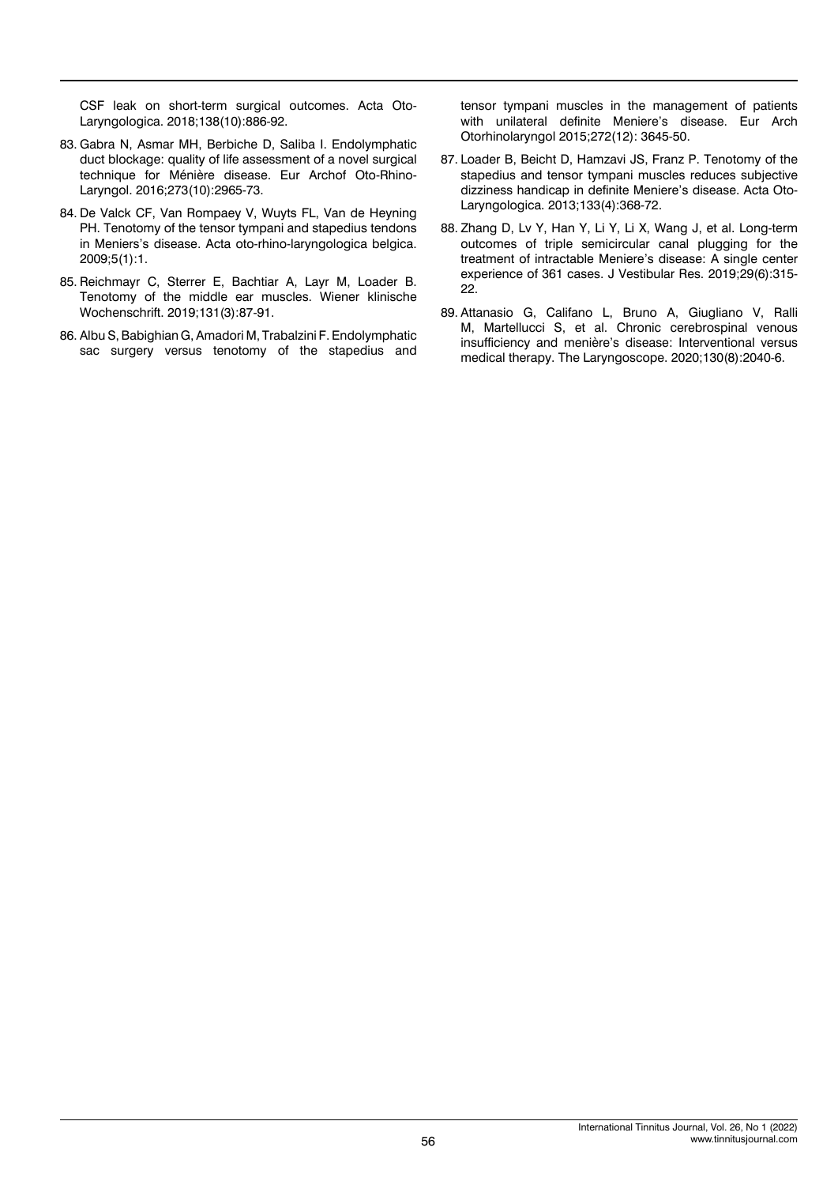CSF leak on short-term surgical outcomes. Acta Oto-Laryngologica. 2018;138(10):886-92.

83. Gabra N, Asmar MH, Berbiche D, Saliba I. Endolymphatic duct blockage: quality of life assessment of a novel surgical technique for Ménière disease. Eur Archof Oto-Rhino-Laryngol. 2016;273(10):2965-73.

84. De Valck CF, Van Rompaey V, Wuyts FL, Van de Heyning PH. Tenotomy of the tensor tympani and stapedius tendons in Meniers's disease. Acta oto-rhino-laryngologica belgica. 2009;5(1):1.

85. Reichmayr C, Sterrer E, Bachtiar A, Layr M, Loader B. Tenotomy of the middle ear muscles. Wiener klinische Wochenschrift. 2019;131(3):87-91.

86. Albu S, Babighian G, Amadori M, Trabalzini F. Endolymphatic sac surgery versus tenotomy of the stapedius and tensor tympani muscles in the management of patients with unilateral definite Meniere's disease. Eur Arch Otorhinolaryngol 2015;272(12): 3645-50.

87. Loader B, Beicht D, Hamzavi JS, Franz P. Tenotomy of the stapedius and tensor tympani muscles reduces subjective dizziness handicap in definite Meniere's disease. Acta Oto-Laryngologica. 2013;133(4):368-72.

88. Zhang D, Lv Y, Han Y, Li Y, Li X, Wang J, et al. Long-term outcomes of triple semicircular canal plugging for the treatment of intractable Meniere's disease: A single center experience of 361 cases. J Vestibular Res. 2019;29(6):315-22.

89. Attanasio G, Califano L, Bruno A, Giugliano V, Ralli M, Martellucci S, et al. Chronic cerebrospinal venous insufficiency and menière's disease: Interventional versus medical therapy. The Laryngoscope. 2020;130(8):2040-6.